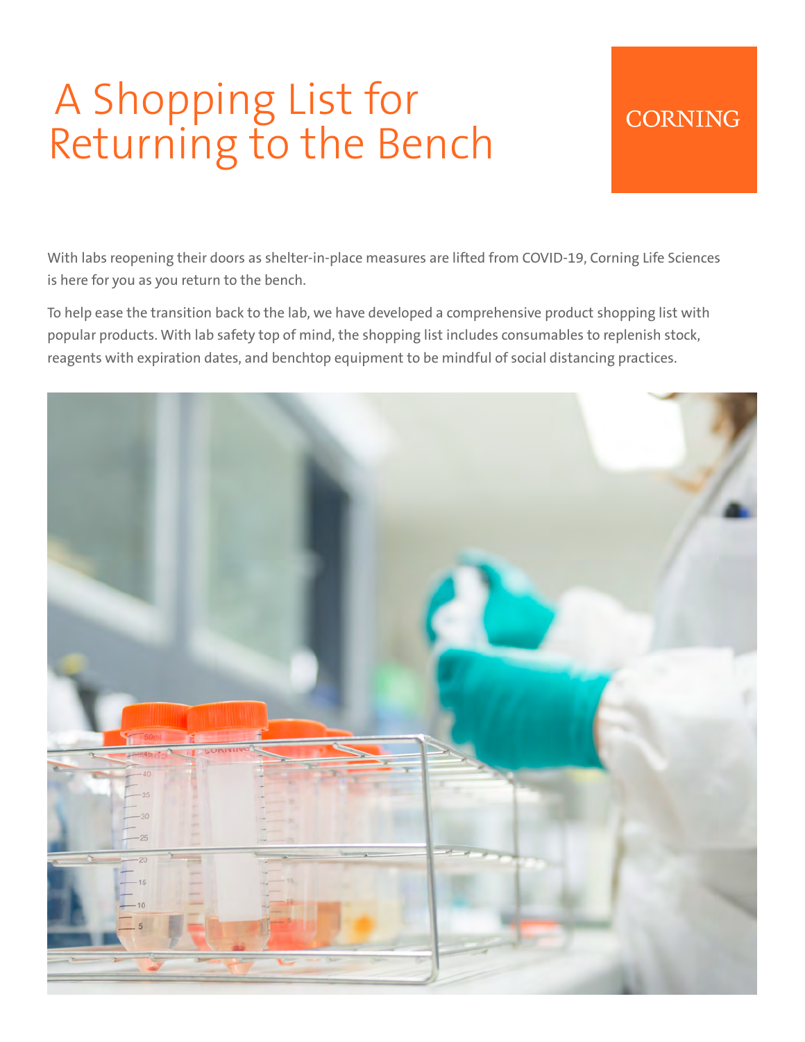# A Shopping List for Returning to the Bench

CORNING

With labs reopening their doors as shelter-in-place measures are lifted from COVID-19, Corning Life Sciences is here for you as you return to the bench.

To help ease the transition back to the lab, we have developed a comprehensive product shopping list with popular products. With lab safety top of mind, the shopping list includes consumables to replenish stock, reagents with expiration dates, and benchtop equipment to be mindful of social distancing practices.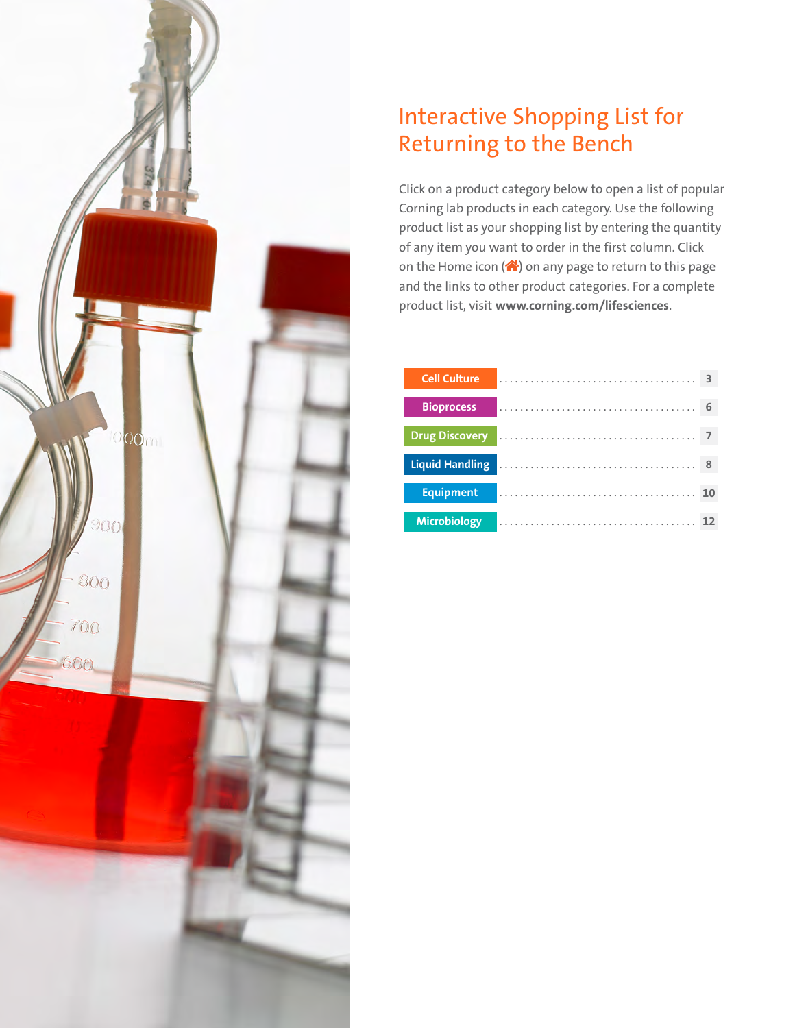# Interactive Shopping List for Returning to the Bench

Click on a product category below to open a list of popular Corning lab products in each category. Use the following product list as your shopping list by entering the quantity of any item you want to order in the first column. Click on the Home icon (🏠) on any page to return to this page and the links to other product categories. For a complete product list, visit **www.corning.com/lifesciences**.

| Category | Page |
|---|---|
| Cell Culture | 3 |
| Bioprocess | 6 |
| Drug Discovery | 7 |
| Liquid Handling | 8 |
| Equipment | 10 |
| Microbiology | 12 |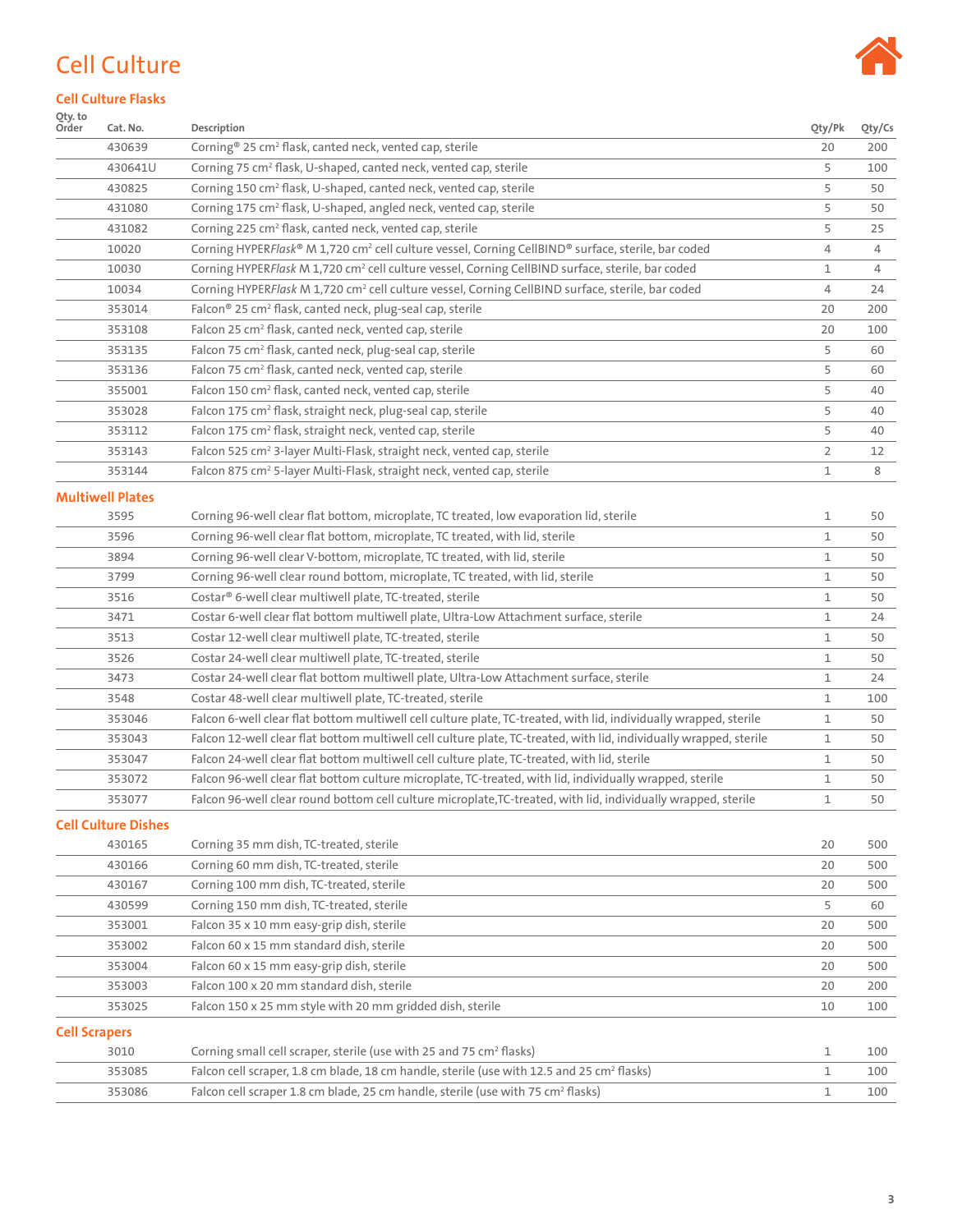# Cell Culture

## Cell Culture Flasks

| Qty. to Order | Cat. No. | Description | Qty/Pk | Qty/Cs |
|---|---|---|---|---|
| | 430639 | Corning® 25 cm² flask, canted neck, vented cap, sterile | 20 | 200 |
| | 430641U | Corning 75 cm² flask, U-shaped, canted neck, vented cap, sterile | 5 | 100 |
| | 430825 | Corning 150 cm² flask, U-shaped, canted neck, vented cap, sterile | 5 | 50 |
| | 431080 | Corning 175 cm² flask, U-shaped, angled neck, vented cap, sterile | 5 | 50 |
| | 431082 | Corning 225 cm² flask, canted neck, vented cap, sterile | 5 | 25 |
| | 10020 | Corning HYPER*Flask*® M 1,720 cm² cell culture vessel, Corning CellBIND® surface, sterile, bar coded | 4 | 4 |
| | 10030 | Corning HYPER*Flask* M 1,720 cm² cell culture vessel, Corning CellBIND surface, sterile, bar coded | 1 | 4 |
| | 10034 | Corning HYPER*Flask* M 1,720 cm² cell culture vessel, Corning CellBIND surface, sterile, bar coded | 4 | 24 |
| | 353014 | Falcon® 25 cm² flask, canted neck, plug-seal cap, sterile | 20 | 200 |
| | 353108 | Falcon 25 cm² flask, canted neck, vented cap, sterile | 20 | 100 |
| | 353135 | Falcon 75 cm² flask, canted neck, plug-seal cap, sterile | 5 | 60 |
| | 353136 | Falcon 75 cm² flask, canted neck, vented cap, sterile | 5 | 60 |
| | 355001 | Falcon 150 cm² flask, canted neck, vented cap, sterile | 5 | 40 |
| | 353028 | Falcon 175 cm² flask, straight neck, plug-seal cap, sterile | 5 | 40 |
| | 353112 | Falcon 175 cm² flask, straight neck, vented cap, sterile | 5 | 40 |
| | 353143 | Falcon 525 cm² 3-layer Multi-Flask, straight neck, vented cap, sterile | 2 | 12 |
| | 353144 | Falcon 875 cm² 5-layer Multi-Flask, straight neck, vented cap, sterile | 1 | 8 |

## Multiwell Plates

| Qty. to Order | Cat. No. | Description | Qty/Pk | Qty/Cs |
|---|---|---|---|---|
| | 3595 | Corning 96-well clear flat bottom, microplate, TC treated, low evaporation lid, sterile | 1 | 50 |
| | 3596 | Corning 96-well clear flat bottom, microplate, TC treated, with lid, sterile | 1 | 50 |
| | 3894 | Corning 96-well clear V-bottom, microplate, TC treated, with lid, sterile | 1 | 50 |
| | 3799 | Corning 96-well clear round bottom, microplate, TC treated, with lid, sterile | 1 | 50 |
| | 3516 | Costar® 6-well clear multiwell plate, TC-treated, sterile | 1 | 50 |
| | 3471 | Costar 6-well clear flat bottom multiwell plate, Ultra-Low Attachment surface, sterile | 1 | 24 |
| | 3513 | Costar 12-well clear multiwell plate, TC-treated, sterile | 1 | 50 |
| | 3526 | Costar 24-well clear multiwell plate, TC-treated, sterile | 1 | 50 |
| | 3473 | Costar 24-well clear flat bottom multiwell plate, Ultra-Low Attachment surface, sterile | 1 | 24 |
| | 3548 | Costar 48-well clear multiwell plate, TC-treated, sterile | 1 | 100 |
| | 353046 | Falcon 6-well clear flat bottom multiwell cell culture plate, TC-treated, with lid, individually wrapped, sterile | 1 | 50 |
| | 353043 | Falcon 12-well clear flat bottom multiwell cell culture plate, TC-treated, with lid, individually wrapped, sterile | 1 | 50 |
| | 353047 | Falcon 24-well clear flat bottom multiwell cell culture plate, TC-treated, with lid, sterile | 1 | 50 |
| | 353072 | Falcon 96-well clear flat bottom culture microplate, TC-treated, with lid, individually wrapped, sterile | 1 | 50 |
| | 353077 | Falcon 96-well clear round bottom cell culture microplate,TC-treated, with lid, individually wrapped, sterile | 1 | 50 |

## Cell Culture Dishes

| Qty. to Order | Cat. No. | Description | Qty/Pk | Qty/Cs |
|---|---|---|---|---|
| | 430165 | Corning 35 mm dish, TC-treated, sterile | 20 | 500 |
| | 430166 | Corning 60 mm dish, TC-treated, sterile | 20 | 500 |
| | 430167 | Corning 100 mm dish, TC-treated, sterile | 20 | 500 |
| | 430599 | Corning 150 mm dish, TC-treated, sterile | 5 | 60 |
| | 353001 | Falcon 35 x 10 mm easy-grip dish, sterile | 20 | 500 |
| | 353002 | Falcon 60 x 15 mm standard dish, sterile | 20 | 500 |
| | 353004 | Falcon 60 x 15 mm easy-grip dish, sterile | 20 | 500 |
| | 353003 | Falcon 100 x 20 mm standard dish, sterile | 20 | 200 |
| | 353025 | Falcon 150 x 25 mm style with 20 mm gridded dish, sterile | 10 | 100 |

## Cell Scrapers

| Qty. to Order | Cat. No. | Description | Qty/Pk | Qty/Cs |
|---|---|---|---|---|
| | 3010 | Corning small cell scraper, sterile (use with 25 and 75 cm² flasks) | 1 | 100 |
| | 353085 | Falcon cell scraper, 1.8 cm blade, 18 cm handle, sterile (use with 12.5 and 25 cm² flasks) | 1 | 100 |
| | 353086 | Falcon cell scraper 1.8 cm blade, 25 cm handle, sterile (use with 75 cm² flasks) | 1 | 100 |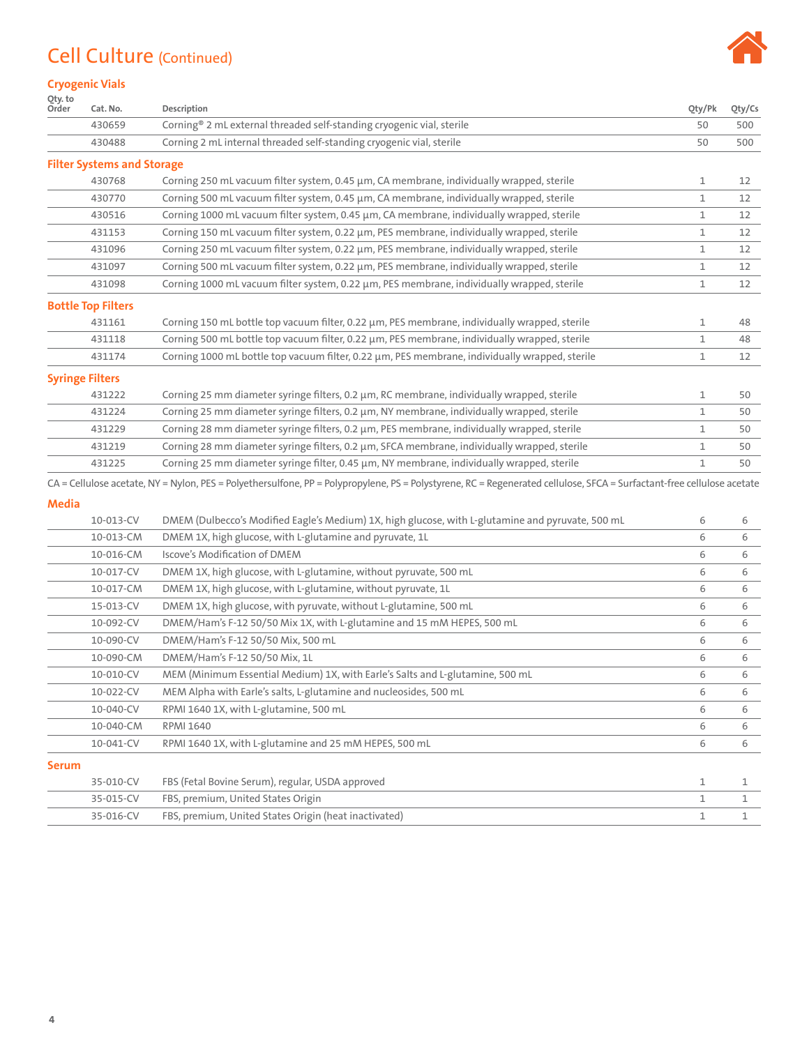# Cell Culture (Continued)

## Cryogenic Vials

| Qty. to Order | Cat. No. | Description | Qty/Pk | Qty/Cs |
|---|---|---|---|---|
| | 430659 | Corning® 2 mL external threaded self-standing cryogenic vial, sterile | 50 | 500 |
| | 430488 | Corning 2 mL internal threaded self-standing cryogenic vial, sterile | 50 | 500 |

## Filter Systems and Storage

| Qty. to Order | Cat. No. | Description | Qty/Pk | Qty/Cs |
|---|---|---|---|---|
| | 430768 | Corning 250 mL vacuum filter system, 0.45 µm, CA membrane, individually wrapped, sterile | 1 | 12 |
| | 430770 | Corning 500 mL vacuum filter system, 0.45 µm, CA membrane, individually wrapped, sterile | 1 | 12 |
| | 430516 | Corning 1000 mL vacuum filter system, 0.45 µm, CA membrane, individually wrapped, sterile | 1 | 12 |
| | 431153 | Corning 150 mL vacuum filter system, 0.22 µm, PES membrane, individually wrapped, sterile | 1 | 12 |
| | 431096 | Corning 250 mL vacuum filter system, 0.22 µm, PES membrane, individually wrapped, sterile | 1 | 12 |
| | 431097 | Corning 500 mL vacuum filter system, 0.22 µm, PES membrane, individually wrapped, sterile | 1 | 12 |
| | 431098 | Corning 1000 mL vacuum filter system, 0.22 µm, PES membrane, individually wrapped, sterile | 1 | 12 |

## Bottle Top Filters

| Qty. to Order | Cat. No. | Description | Qty/Pk | Qty/Cs |
|---|---|---|---|---|
| | 431161 | Corning 150 mL bottle top vacuum filter, 0.22 µm, PES membrane, individually wrapped, sterile | 1 | 48 |
| | 431118 | Corning 500 mL bottle top vacuum filter, 0.22 µm, PES membrane, individually wrapped, sterile | 1 | 48 |
| | 431174 | Corning 1000 mL bottle top vacuum filter, 0.22 µm, PES membrane, individually wrapped, sterile | 1 | 12 |

## Syringe Filters

| Qty. to Order | Cat. No. | Description | Qty/Pk | Qty/Cs |
|---|---|---|---|---|
| | 431222 | Corning 25 mm diameter syringe filters, 0.2 µm, RC membrane, individually wrapped, sterile | 1 | 50 |
| | 431224 | Corning 25 mm diameter syringe filters, 0.2 µm, NY membrane, individually wrapped, sterile | 1 | 50 |
| | 431229 | Corning 28 mm diameter syringe filters, 0.2 µm, PES membrane, individually wrapped, sterile | 1 | 50 |
| | 431219 | Corning 28 mm diameter syringe filters, 0.2 µm, SFCA membrane, individually wrapped, sterile | 1 | 50 |
| | 431225 | Corning 25 mm diameter syringe filter, 0.45 µm, NY membrane, individually wrapped, sterile | 1 | 50 |

CA = Cellulose acetate, NY = Nylon, PES = Polyethersulfone, PP = Polypropylene, PS = Polystyrene, RC = Regenerated cellulose, SFCA = Surfactant-free cellulose acetate

## Media

| Qty. to Order | Cat. No. | Description | Qty/Pk | Qty/Cs |
|---|---|---|---|---|
| | 10-013-CV | DMEM (Dulbecco's Modified Eagle's Medium) 1X, high glucose, with L-glutamine and pyruvate, 500 mL | 6 | 6 |
| | 10-013-CM | DMEM 1X, high glucose, with L-glutamine and pyruvate, 1L | 6 | 6 |
| | 10-016-CM | Iscove's Modification of DMEM | 6 | 6 |
| | 10-017-CV | DMEM 1X, high glucose, with L-glutamine, without pyruvate, 500 mL | 6 | 6 |
| | 10-017-CM | DMEM 1X, high glucose, with L-glutamine, without pyruvate, 1L | 6 | 6 |
| | 15-013-CV | DMEM 1X, high glucose, with pyruvate, without L-glutamine, 500 mL | 6 | 6 |
| | 10-092-CV | DMEM/Ham's F-12 50/50 Mix 1X, with L-glutamine and 15 mM HEPES, 500 mL | 6 | 6 |
| | 10-090-CV | DMEM/Ham's F-12 50/50 Mix, 500 mL | 6 | 6 |
| | 10-090-CM | DMEM/Ham's F-12 50/50 Mix, 1L | 6 | 6 |
| | 10-010-CV | MEM (Minimum Essential Medium) 1X, with Earle's Salts and L-glutamine, 500 mL | 6 | 6 |
| | 10-022-CV | MEM Alpha with Earle's salts, L-glutamine and nucleosides, 500 mL | 6 | 6 |
| | 10-040-CV | RPMI 1640 1X, with L-glutamine, 500 mL | 6 | 6 |
| | 10-040-CM | RPMI 1640 | 6 | 6 |
| | 10-041-CV | RPMI 1640 1X, with L-glutamine and 25 mM HEPES, 500 mL | 6 | 6 |

## Serum

| Qty. to Order | Cat. No. | Description | Qty/Pk | Qty/Cs |
|---|---|---|---|---|
| | 35-010-CV | FBS (Fetal Bovine Serum), regular, USDA approved | 1 | 1 |
| | 35-015-CV | FBS, premium, United States Origin | 1 | 1 |
| | 35-016-CV | FBS, premium, United States Origin (heat inactivated) | 1 | 1 |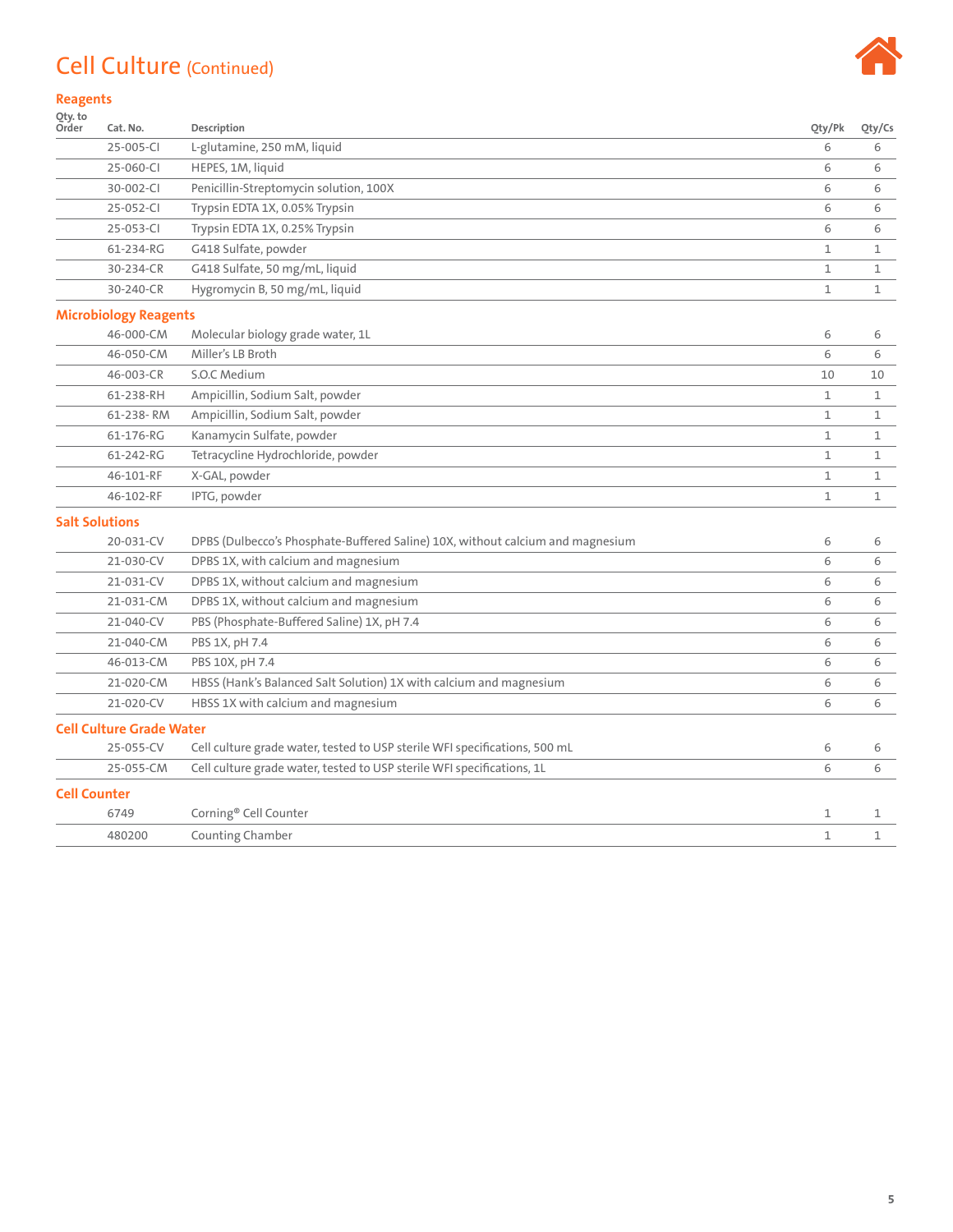# Cell Culture (Continued)

## Reagents

| Qty. to Order | Cat. No. | Description | Qty/Pk | Qty/Cs |
|---|---|---|---|---|
| | 25-005-CI | L-glutamine, 250 mM, liquid | 6 | 6 |
| | 25-060-CI | HEPES, 1M, liquid | 6 | 6 |
| | 30-002-CI | Penicillin-Streptomycin solution, 100X | 6 | 6 |
| | 25-052-CI | Trypsin EDTA 1X, 0.05% Trypsin | 6 | 6 |
| | 25-053-CI | Trypsin EDTA 1X, 0.25% Trypsin | 6 | 6 |
| | 61-234-RG | G418 Sulfate, powder | 1 | 1 |
| | 30-234-CR | G418 Sulfate, 50 mg/mL, liquid | 1 | 1 |
| | 30-240-CR | Hygromycin B, 50 mg/mL, liquid | 1 | 1 |

## Microbiology Reagents

| Qty. to Order | Cat. No. | Description | Qty/Pk | Qty/Cs |
|---|---|---|---|---|
| | 46-000-CM | Molecular biology grade water, 1L | 6 | 6 |
| | 46-050-CM | Miller's LB Broth | 6 | 6 |
| | 46-003-CR | S.O.C Medium | 10 | 10 |
| | 61-238-RH | Ampicillin, Sodium Salt, powder | 1 | 1 |
| | 61-238- RM | Ampicillin, Sodium Salt, powder | 1 | 1 |
| | 61-176-RG | Kanamycin Sulfate, powder | 1 | 1 |
| | 61-242-RG | Tetracycline Hydrochloride, powder | 1 | 1 |
| | 46-101-RF | X-GAL, powder | 1 | 1 |
| | 46-102-RF | IPTG, powder | 1 | 1 |

## Salt Solutions

| Qty. to Order | Cat. No. | Description | Qty/Pk | Qty/Cs |
|---|---|---|---|---|
| | 20-031-CV | DPBS (Dulbecco's Phosphate-Buffered Saline) 10X, without calcium and magnesium | 6 | 6 |
| | 21-030-CV | DPBS 1X, with calcium and magnesium | 6 | 6 |
| | 21-031-CV | DPBS 1X, without calcium and magnesium | 6 | 6 |
| | 21-031-CM | DPBS 1X, without calcium and magnesium | 6 | 6 |
| | 21-040-CV | PBS (Phosphate-Buffered Saline) 1X, pH 7.4 | 6 | 6 |
| | 21-040-CM | PBS 1X, pH 7.4 | 6 | 6 |
| | 46-013-CM | PBS 10X, pH 7.4 | 6 | 6 |
| | 21-020-CM | HBSS (Hank's Balanced Salt Solution) 1X with calcium and magnesium | 6 | 6 |
| | 21-020-CV | HBSS 1X with calcium and magnesium | 6 | 6 |

## Cell Culture Grade Water

| Qty. to Order | Cat. No. | Description | Qty/Pk | Qty/Cs |
|---|---|---|---|---|
| | 25-055-CV | Cell culture grade water, tested to USP sterile WFI specifications, 500 mL | 6 | 6 |
| | 25-055-CM | Cell culture grade water, tested to USP sterile WFI specifications, 1L | 6 | 6 |

## Cell Counter

| Qty. to Order | Cat. No. | Description | Qty/Pk | Qty/Cs |
|---|---|---|---|---|
| | 6749 | Corning® Cell Counter | 1 | 1 |
| | 480200 | Counting Chamber | 1 | 1 |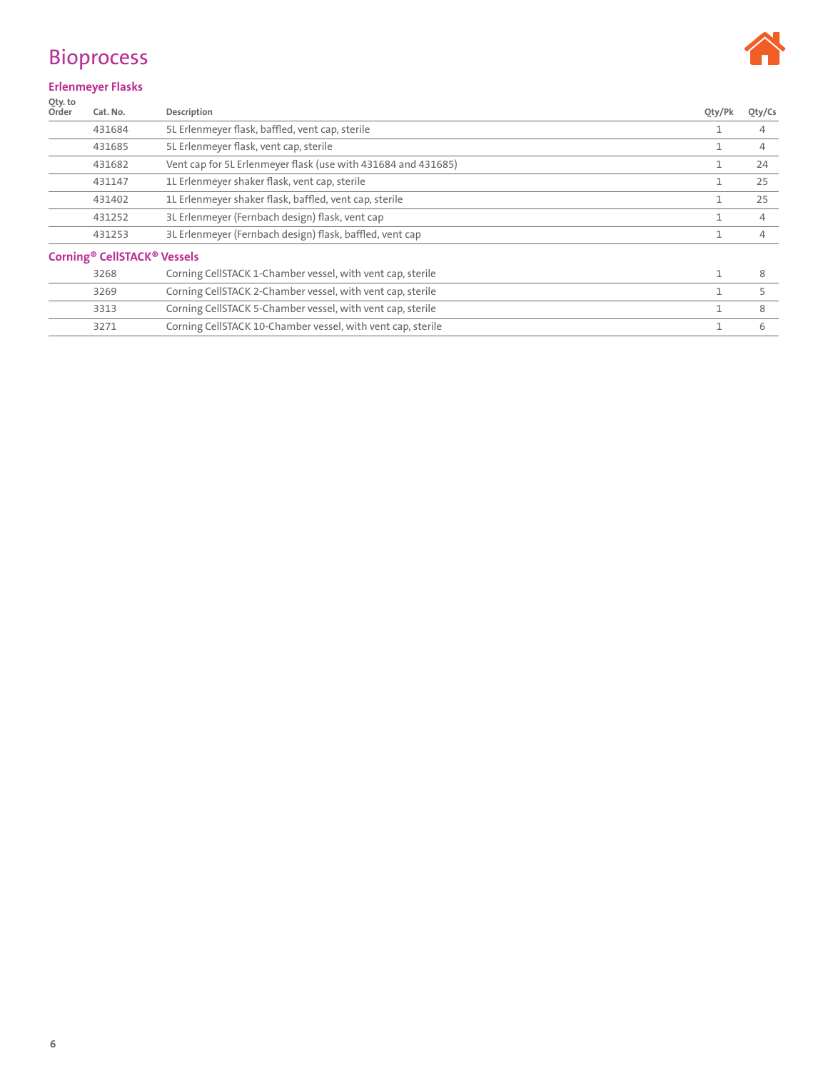# Bioprocess

## Erlenmeyer Flasks

| Qty. to Order | Cat. No. | Description | Qty/Pk | Qty/Cs |
|---|---|---|---|---|
| | 431684 | 5L Erlenmeyer flask, baffled, vent cap, sterile | 1 | 4 |
| | 431685 | 5L Erlenmeyer flask, vent cap, sterile | 1 | 4 |
| | 431682 | Vent cap for 5L Erlenmeyer flask (use with 431684 and 431685) | 1 | 24 |
| | 431147 | 1L Erlenmeyer shaker flask, vent cap, sterile | 1 | 25 |
| | 431402 | 1L Erlenmeyer shaker flask, baffled, vent cap, sterile | 1 | 25 |
| | 431252 | 3L Erlenmeyer (Fernbach design) flask, vent cap | 1 | 4 |
| | 431253 | 3L Erlenmeyer (Fernbach design) flask, baffled, vent cap | 1 | 4 |

## Corning® CellSTACK® Vessels

| Qty. to Order | Cat. No. | Description | Qty/Pk | Qty/Cs |
|---|---|---|---|---|
| | 3268 | Corning CellSTACK 1-Chamber vessel, with vent cap, sterile | 1 | 8 |
| | 3269 | Corning CellSTACK 2-Chamber vessel, with vent cap, sterile | 1 | 5 |
| | 3313 | Corning CellSTACK 5-Chamber vessel, with vent cap, sterile | 1 | 8 |
| | 3271 | Corning CellSTACK 10-Chamber vessel, with vent cap, sterile | 1 | 6 |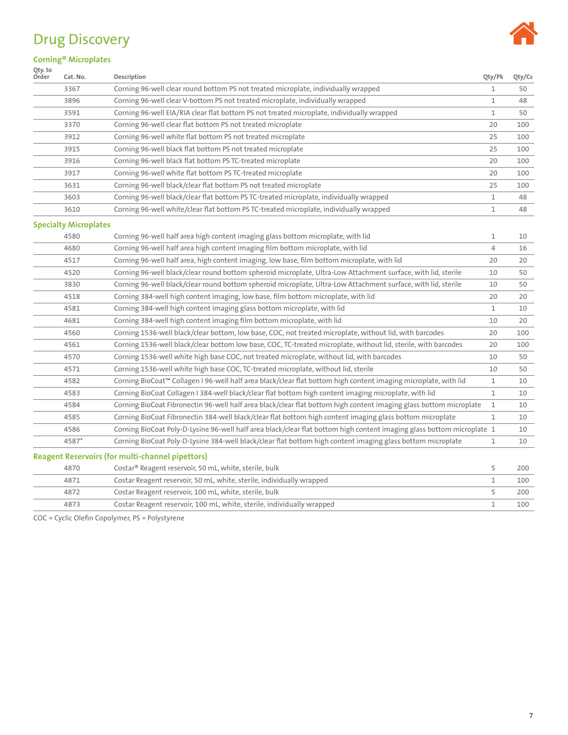# Drug Discovery

## Corning® Microplates

| Qty. to Order | Cat. No. | Description | Qty/Pk | Qty/Cs |
|---|---|---|---|---|
| | 3367 | Corning 96-well clear round bottom PS not treated microplate, individually wrapped | 1 | 50 |
| | 3896 | Corning 96-well clear V-bottom PS not treated microplate, individually wrapped | 1 | 48 |
| | 3591 | Corning 96-well EIA/RIA clear flat bottom PS not treated microplate, individually wrapped | 1 | 50 |
| | 3370 | Corning 96-well clear flat bottom PS not treated microplate | 20 | 100 |
| | 3912 | Corning 96-well white flat bottom PS not treated microplate | 25 | 100 |
| | 3915 | Corning 96-well black flat bottom PS not treated microplate | 25 | 100 |
| | 3916 | Corning 96-well black flat bottom PS TC-treated microplate | 20 | 100 |
| | 3917 | Corning 96-well white flat bottom PS TC-treated microplate | 20 | 100 |
| | 3631 | Corning 96-well black/clear flat bottom PS not treated microplate | 25 | 100 |
| | 3603 | Corning 96-well black/clear flat bottom PS TC-treated microplate, individually wrapped | 1 | 48 |
| | 3610 | Corning 96-well white/clear flat bottom PS TC-treated microplate, individually wrapped | 1 | 48 |

## Specialty Microplates

| Qty. to Order | Cat. No. | Description | Qty/Pk | Qty/Cs |
|---|---|---|---|---|
| | 4580 | Corning 96-well half area high content imaging glass bottom microplate, with lid | 1 | 10 |
| | 4680 | Corning 96-well half area high content imaging film bottom microplate, with lid | 4 | 16 |
| | 4517 | Corning 96-well half area, high content imaging, low base, film bottom microplate, with lid | 20 | 20 |
| | 4520 | Corning 96-well black/clear round bottom spheroid microplate, Ultra-Low Attachment surface, with lid, sterile | 10 | 50 |
| | 3830 | Corning 96-well black/clear round bottom spheroid microplate, Ultra-Low Attachment surface, with lid, sterile | 10 | 50 |
| | 4518 | Corning 384-well high content imaging, low base, film bottom microplate, with lid | 20 | 20 |
| | 4581 | Corning 384-well high content imaging glass bottom microplate, with lid | 1 | 10 |
| | 4681 | Corning 384-well high content imaging film bottom microplate, with lid | 10 | 20 |
| | 4560 | Corning 1536-well black/clear bottom, low base, COC, not treated microplate, without lid, with barcodes | 20 | 100 |
| | 4561 | Corning 1536-well black/clear bottom low base, COC, TC-treated microplate, without lid, sterile, with barcodes | 20 | 100 |
| | 4570 | Corning 1536-well white high base COC, not treated microplate, without lid, with barcodes | 10 | 50 |
| | 4571 | Corning 1536-well white high base COC, TC-treated microplate, without lid, sterile | 10 | 50 |
| | 4582 | Corning BioCoat™ Collagen I 96-well half area black/clear flat bottom high content imaging microplate, with lid | 1 | 10 |
| | 4583 | Corning BioCoat Collagen I 384-well black/clear flat bottom high content imaging microplate, with lid | 1 | 10 |
| | 4584 | Corning BioCoat Fibronectin 96-well half area black/clear flat bottom high content imaging glass bottom microplate | 1 | 10 |
| | 4585 | Corning BioCoat Fibronectin 384-well black/clear flat bottom high content imaging glass bottom microplate | 1 | 10 |
| | 4586 | Corning BioCoat Poly-D-Lysine 96-well half area black/clear flat bottom high content imaging glass bottom microplate | 1 | 10 |
| | 4587* | Corning BioCoat Poly-D-Lysine 384-well black/clear flat bottom high content imaging glass bottom microplate | 1 | 10 |

## Reagent Reservoirs (for multi-channel pipettors)

| Qty. to Order | Cat. No. | Description | Qty/Pk | Qty/Cs |
|---|---|---|---|---|
| | 4870 | Costar® Reagent reservoir, 50 mL, white, sterile, bulk | 5 | 200 |
| | 4871 | Costar Reagent reservoir, 50 mL, white, sterile, individually wrapped | 1 | 100 |
| | 4872 | Costar Reagent reservoir, 100 mL, white, sterile, bulk | 5 | 200 |
| | 4873 | Costar Reagent reservoir, 100 mL, white, sterile, individually wrapped | 1 | 100 |

COC = Cyclic Olefin Copolymer, PS = Polystyrene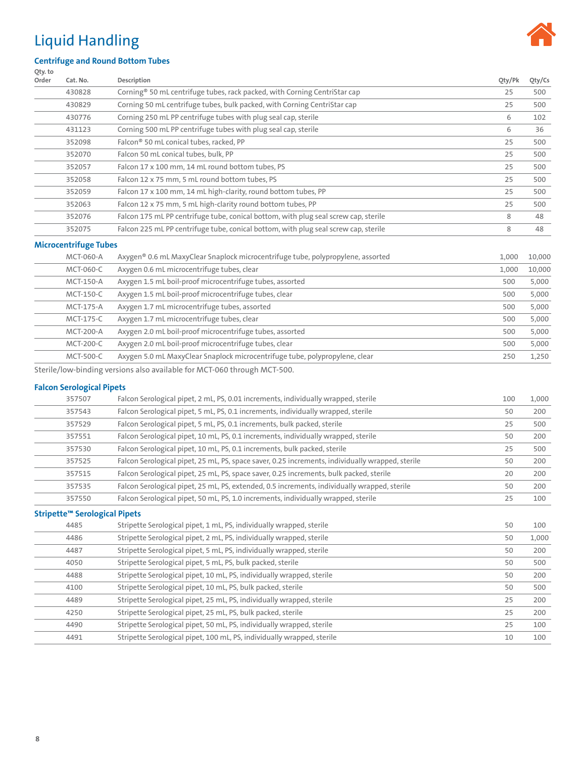# Liquid Handling

## Centrifuge and Round Bottom Tubes

| Qty. to Order | Cat. No. | Description | Qty/Pk | Qty/Cs |
|---|---|---|---|---|
| | 430828 | Corning® 50 mL centrifuge tubes, rack packed, with Corning CentriStar cap | 25 | 500 |
| | 430829 | Corning 50 mL centrifuge tubes, bulk packed, with Corning CentriStar cap | 25 | 500 |
| | 430776 | Corning 250 mL PP centrifuge tubes with plug seal cap, sterile | 6 | 102 |
| | 431123 | Corning 500 mL PP centrifuge tubes with plug seal cap, sterile | 6 | 36 |
| | 352098 | Falcon® 50 mL conical tubes, racked, PP | 25 | 500 |
| | 352070 | Falcon 50 mL conical tubes, bulk, PP | 25 | 500 |
| | 352057 | Falcon 17 x 100 mm, 14 mL round bottom tubes, PS | 25 | 500 |
| | 352058 | Falcon 12 x 75 mm, 5 mL round bottom tubes, PS | 25 | 500 |
| | 352059 | Falcon 17 x 100 mm, 14 mL high-clarity, round bottom tubes, PP | 25 | 500 |
| | 352063 | Falcon 12 x 75 mm, 5 mL high-clarity round bottom tubes, PP | 25 | 500 |
| | 352076 | Falcon 175 mL PP centrifuge tube, conical bottom, with plug seal screw cap, sterile | 8 | 48 |
| | 352075 | Falcon 225 mL PP centrifuge tube, conical bottom, with plug seal screw cap, sterile | 8 | 48 |

## Microcentrifuge Tubes

| Qty. to Order | Cat. No. | Description | Qty/Pk | Qty/Cs |
|---|---|---|---|---|
| | MCT-060-A | Axygen® 0.6 mL MaxyClear Snaplock microcentrifuge tube, polypropylene, assorted | 1,000 | 10,000 |
| | MCT-060-C | Axygen 0.6 mL microcentrifuge tubes, clear | 1,000 | 10,000 |
| | MCT-150-A | Axygen 1.5 mL boil-proof microcentrifuge tubes, assorted | 500 | 5,000 |
| | MCT-150-C | Axygen 1.5 mL boil-proof microcentrifuge tubes, clear | 500 | 5,000 |
| | MCT-175-A | Axygen 1.7 mL microcentrifuge tubes, assorted | 500 | 5,000 |
| | MCT-175-C | Axygen 1.7 mL microcentrifuge tubes, clear | 500 | 5,000 |
| | MCT-200-A | Axygen 2.0 mL boil-proof microcentrifuge tubes, assorted | 500 | 5,000 |
| | MCT-200-C | Axygen 2.0 mL boil-proof microcentrifuge tubes, clear | 500 | 5,000 |
| | MCT-500-C | Axygen 5.0 mL MaxyClear Snaplock microcentrifuge tube, polypropylene, clear | 250 | 1,250 |

Sterile/low-binding versions also available for MCT-060 through MCT-500.

## Falcon Serological Pipets

| Qty. to Order | Cat. No. | Description | Qty/Pk | Qty/Cs |
|---|---|---|---|---|
| | 357507 | Falcon Serological pipet, 2 mL, PS, 0.01 increments, individually wrapped, sterile | 100 | 1,000 |
| | 357543 | Falcon Serological pipet, 5 mL, PS, 0.1 increments, individually wrapped, sterile | 50 | 200 |
| | 357529 | Falcon Serological pipet, 5 mL, PS, 0.1 increments, bulk packed, sterile | 25 | 500 |
| | 357551 | Falcon Serological pipet, 10 mL, PS, 0.1 increments, individually wrapped, sterile | 50 | 200 |
| | 357530 | Falcon Serological pipet, 10 mL, PS, 0.1 increments, bulk packed, sterile | 25 | 500 |
| | 357525 | Falcon Serological pipet, 25 mL, PS, space saver, 0.25 increments, individually wrapped, sterile | 50 | 200 |
| | 357515 | Falcon Serological pipet, 25 mL, PS, space saver, 0.25 increments, bulk packed, sterile | 20 | 200 |
| | 357535 | Falcon Serological pipet, 25 mL, PS, extended, 0.5 increments, individually wrapped, sterile | 50 | 200 |
| | 357550 | Falcon Serological pipet, 50 mL, PS, 1.0 increments, individually wrapped, sterile | 25 | 100 |

## Stripette™ Serological Pipets

| Qty. to Order | Cat. No. | Description | Qty/Pk | Qty/Cs |
|---|---|---|---|---|
| | 4485 | Stripette Serological pipet, 1 mL, PS, individually wrapped, sterile | 50 | 100 |
| | 4486 | Stripette Serological pipet, 2 mL, PS, individually wrapped, sterile | 50 | 1,000 |
| | 4487 | Stripette Serological pipet, 5 mL, PS, individually wrapped, sterile | 50 | 200 |
| | 4050 | Stripette Serological pipet, 5 mL, PS, bulk packed, sterile | 50 | 500 |
| | 4488 | Stripette Serological pipet, 10 mL, PS, individually wrapped, sterile | 50 | 200 |
| | 4100 | Stripette Serological pipet, 10 mL, PS, bulk packed, sterile | 50 | 500 |
| | 4489 | Stripette Serological pipet, 25 mL, PS, individually wrapped, sterile | 25 | 200 |
| | 4250 | Stripette Serological pipet, 25 mL, PS, bulk packed, sterile | 25 | 200 |
| | 4490 | Stripette Serological pipet, 50 mL, PS, individually wrapped, sterile | 25 | 100 |
| | 4491 | Stripette Serological pipet, 100 mL, PS, individually wrapped, sterile | 10 | 100 |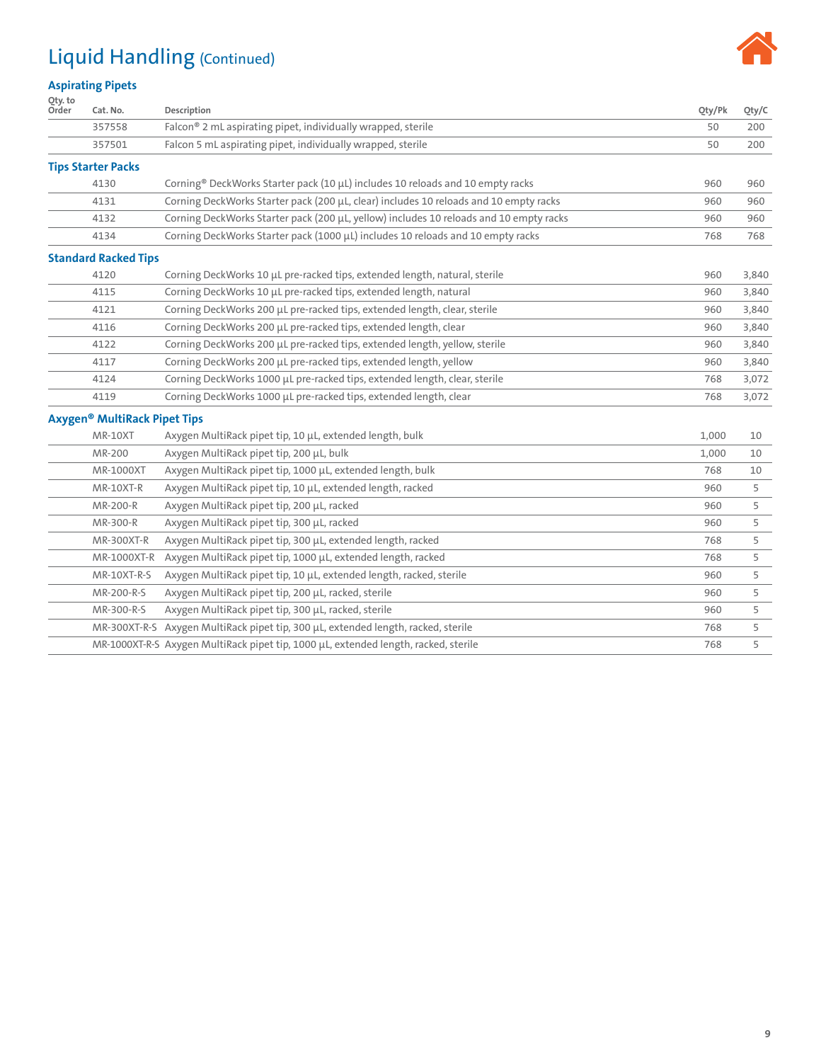# Liquid Handling (Continued)

### Aspirating Pipets

| Qty. to Order | Cat. No. | Description | Qty/Pk | Qty/C |
|---|---|---|---|---|
| | 357558 | Falcon® 2 mL aspirating pipet, individually wrapped, sterile | 50 | 200 |
| | 357501 | Falcon 5 mL aspirating pipet, individually wrapped, sterile | 50 | 200 |
| **Tips Starter Packs** | | | | |
| | 4130 | Corning® DeckWorks Starter pack (10 µL) includes 10 reloads and 10 empty racks | 960 | 960 |
| | 4131 | Corning DeckWorks Starter pack (200 µL, clear) includes 10 reloads and 10 empty racks | 960 | 960 |
| | 4132 | Corning DeckWorks Starter pack (200 µL, yellow) includes 10 reloads and 10 empty racks | 960 | 960 |
| | 4134 | Corning DeckWorks Starter pack (1000 µL) includes 10 reloads and 10 empty racks | 768 | 768 |
| **Standard Racked Tips** | | | | |
| | 4120 | Corning DeckWorks 10 µL pre-racked tips, extended length, natural, sterile | 960 | 3,840 |
| | 4115 | Corning DeckWorks 10 µL pre-racked tips, extended length, natural | 960 | 3,840 |
| | 4121 | Corning DeckWorks 200 µL pre-racked tips, extended length, clear, sterile | 960 | 3,840 |
| | 4116 | Corning DeckWorks 200 µL pre-racked tips, extended length, clear | 960 | 3,840 |
| | 4122 | Corning DeckWorks 200 µL pre-racked tips, extended length, yellow, sterile | 960 | 3,840 |
| | 4117 | Corning DeckWorks 200 µL pre-racked tips, extended length, yellow | 960 | 3,840 |
| | 4124 | Corning DeckWorks 1000 µL pre-racked tips, extended length, clear, sterile | 768 | 3,072 |
| | 4119 | Corning DeckWorks 1000 µL pre-racked tips, extended length, clear | 768 | 3,072 |
| **Axygen® MultiRack Pipet Tips** | | | | |
| | MR-10XT | Axygen MultiRack pipet tip, 10 µL, extended length, bulk | 1,000 | 10 |
| | MR-200 | Axygen MultiRack pipet tip, 200 µL, bulk | 1,000 | 10 |
| | MR-1000XT | Axygen MultiRack pipet tip, 1000 µL, extended length, bulk | 768 | 10 |
| | MR-10XT-R | Axygen MultiRack pipet tip, 10 µL, extended length, racked | 960 | 5 |
| | MR-200-R | Axygen MultiRack pipet tip, 200 µL, racked | 960 | 5 |
| | MR-300-R | Axygen MultiRack pipet tip, 300 µL, racked | 960 | 5 |
| | MR-300XT-R | Axygen MultiRack pipet tip, 300 µL, extended length, racked | 768 | 5 |
| | MR-1000XT-R | Axygen MultiRack pipet tip, 1000 µL, extended length, racked | 768 | 5 |
| | MR-10XT-R-S | Axygen MultiRack pipet tip, 10 µL, extended length, racked, sterile | 960 | 5 |
| | MR-200-R-S | Axygen MultiRack pipet tip, 200 µL, racked, sterile | 960 | 5 |
| | MR-300-R-S | Axygen MultiRack pipet tip, 300 µL, racked, sterile | 960 | 5 |
| | MR-300XT-R-S | Axygen MultiRack pipet tip, 300 µL, extended length, racked, sterile | 768 | 5 |
| | MR-1000XT-R-S | Axygen MultiRack pipet tip, 1000 µL, extended length, racked, sterile | 768 | 5 |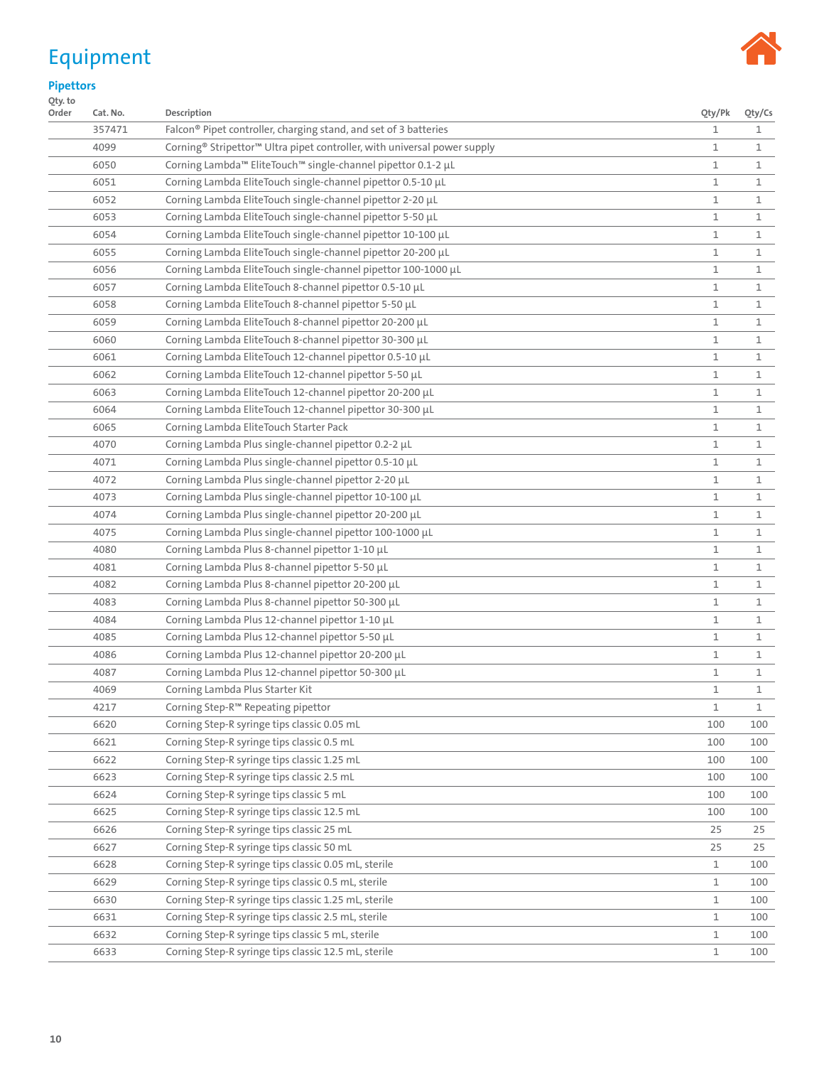# Equipment

## Pipettors

| Qty. to Order | Cat. No. | Description | Qty/Pk | Qty/Cs |
|---|---|---|---|---|
| | 357471 | Falcon® Pipet controller, charging stand, and set of 3 batteries | 1 | 1 |
| | 4099 | Corning® Stripettor™ Ultra pipet controller, with universal power supply | 1 | 1 |
| | 6050 | Corning Lambda™ EliteTouch™ single-channel pipettor 0.1-2 µL | 1 | 1 |
| | 6051 | Corning Lambda EliteTouch single-channel pipettor 0.5-10 µL | 1 | 1 |
| | 6052 | Corning Lambda EliteTouch single-channel pipettor 2-20 µL | 1 | 1 |
| | 6053 | Corning Lambda EliteTouch single-channel pipettor 5-50 µL | 1 | 1 |
| | 6054 | Corning Lambda EliteTouch single-channel pipettor 10-100 µL | 1 | 1 |
| | 6055 | Corning Lambda EliteTouch single-channel pipettor 20-200 µL | 1 | 1 |
| | 6056 | Corning Lambda EliteTouch single-channel pipettor 100-1000 µL | 1 | 1 |
| | 6057 | Corning Lambda EliteTouch 8-channel pipettor 0.5-10 µL | 1 | 1 |
| | 6058 | Corning Lambda EliteTouch 8-channel pipettor 5-50 µL | 1 | 1 |
| | 6059 | Corning Lambda EliteTouch 8-channel pipettor 20-200 µL | 1 | 1 |
| | 6060 | Corning Lambda EliteTouch 8-channel pipettor 30-300 µL | 1 | 1 |
| | 6061 | Corning Lambda EliteTouch 12-channel pipettor 0.5-10 µL | 1 | 1 |
| | 6062 | Corning Lambda EliteTouch 12-channel pipettor 5-50 µL | 1 | 1 |
| | 6063 | Corning Lambda EliteTouch 12-channel pipettor 20-200 µL | 1 | 1 |
| | 6064 | Corning Lambda EliteTouch 12-channel pipettor 30-300 µL | 1 | 1 |
| | 6065 | Corning Lambda EliteTouch Starter Pack | 1 | 1 |
| | 4070 | Corning Lambda Plus single-channel pipettor 0.2-2 µL | 1 | 1 |
| | 4071 | Corning Lambda Plus single-channel pipettor 0.5-10 µL | 1 | 1 |
| | 4072 | Corning Lambda Plus single-channel pipettor 2-20 µL | 1 | 1 |
| | 4073 | Corning Lambda Plus single-channel pipettor 10-100 µL | 1 | 1 |
| | 4074 | Corning Lambda Plus single-channel pipettor 20-200 µL | 1 | 1 |
| | 4075 | Corning Lambda Plus single-channel pipettor 100-1000 µL | 1 | 1 |
| | 4080 | Corning Lambda Plus 8-channel pipettor 1-10 µL | 1 | 1 |
| | 4081 | Corning Lambda Plus 8-channel pipettor 5-50 µL | 1 | 1 |
| | 4082 | Corning Lambda Plus 8-channel pipettor 20-200 µL | 1 | 1 |
| | 4083 | Corning Lambda Plus 8-channel pipettor 50-300 µL | 1 | 1 |
| | 4084 | Corning Lambda Plus 12-channel pipettor 1-10 µL | 1 | 1 |
| | 4085 | Corning Lambda Plus 12-channel pipettor 5-50 µL | 1 | 1 |
| | 4086 | Corning Lambda Plus 12-channel pipettor 20-200 µL | 1 | 1 |
| | 4087 | Corning Lambda Plus 12-channel pipettor 50-300 µL | 1 | 1 |
| | 4069 | Corning Lambda Plus Starter Kit | 1 | 1 |
| | 4217 | Corning Step-R™ Repeating pipettor | 1 | 1 |
| | 6620 | Corning Step-R syringe tips classic 0.05 mL | 100 | 100 |
| | 6621 | Corning Step-R syringe tips classic 0.5 mL | 100 | 100 |
| | 6622 | Corning Step-R syringe tips classic 1.25 mL | 100 | 100 |
| | 6623 | Corning Step-R syringe tips classic 2.5 mL | 100 | 100 |
| | 6624 | Corning Step-R syringe tips classic 5 mL | 100 | 100 |
| | 6625 | Corning Step-R syringe tips classic 12.5 mL | 100 | 100 |
| | 6626 | Corning Step-R syringe tips classic 25 mL | 25 | 25 |
| | 6627 | Corning Step-R syringe tips classic 50 mL | 25 | 25 |
| | 6628 | Corning Step-R syringe tips classic 0.05 mL, sterile | 1 | 100 |
| | 6629 | Corning Step-R syringe tips classic 0.5 mL, sterile | 1 | 100 |
| | 6630 | Corning Step-R syringe tips classic 1.25 mL, sterile | 1 | 100 |
| | 6631 | Corning Step-R syringe tips classic 2.5 mL, sterile | 1 | 100 |
| | 6632 | Corning Step-R syringe tips classic 5 mL, sterile | 1 | 100 |
| | 6633 | Corning Step-R syringe tips classic 12.5 mL, sterile | 1 | 100 |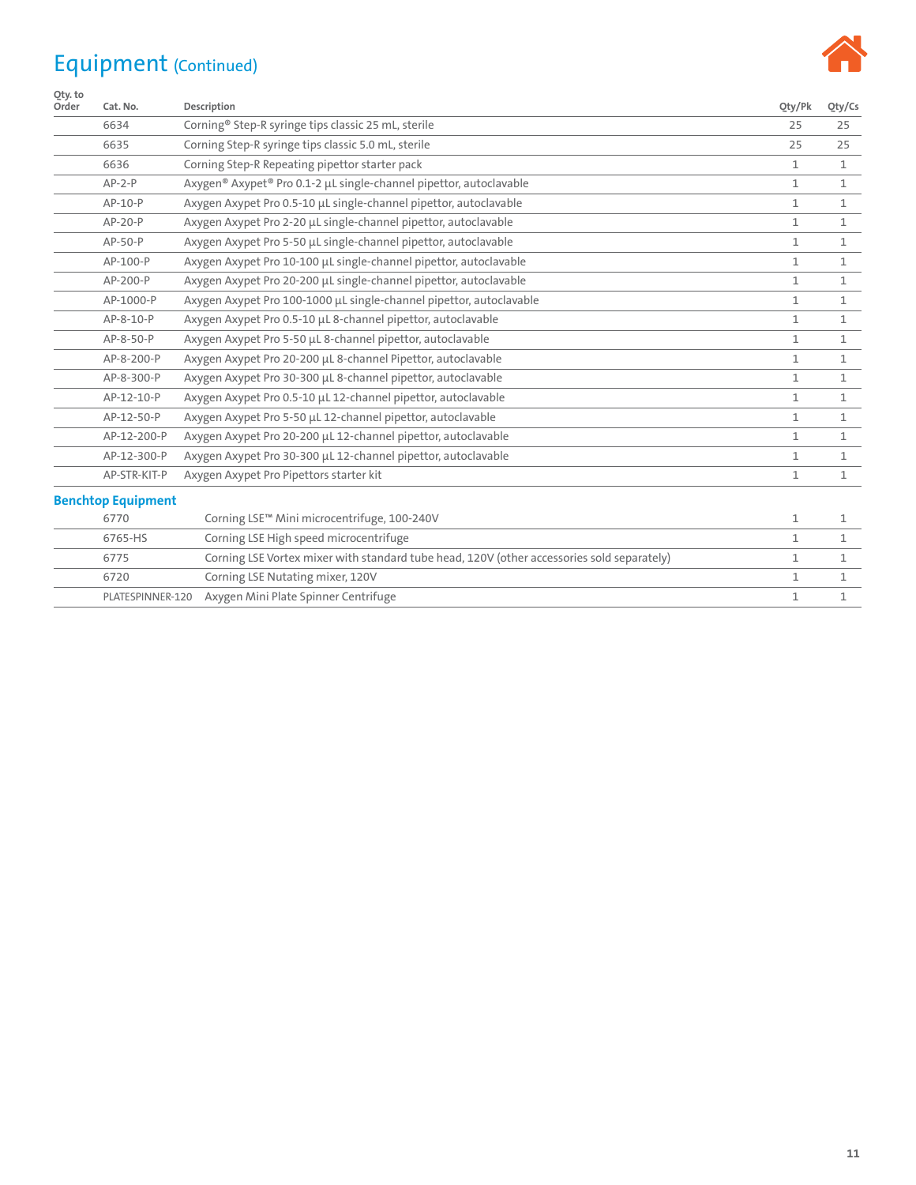# Equipment (Continued)

| Qty. to Order | Cat. No. | Description | Qty/Pk | Qty/Cs |
|---|---|---|---|---|
| | 6634 | Corning® Step-R syringe tips classic 25 mL, sterile | 25 | 25 |
| | 6635 | Corning Step-R syringe tips classic 5.0 mL, sterile | 25 | 25 |
| | 6636 | Corning Step-R Repeating pipettor starter pack | 1 | 1 |
| | AP-2-P | Axygen® Axypet® Pro 0.1-2 µL single-channel pipettor, autoclavable | 1 | 1 |
| | AP-10-P | Axygen Axypet Pro 0.5-10 µL single-channel pipettor, autoclavable | 1 | 1 |
| | AP-20-P | Axygen Axypet Pro 2-20 µL single-channel pipettor, autoclavable | 1 | 1 |
| | AP-50-P | Axygen Axypet Pro 5-50 µL single-channel pipettor, autoclavable | 1 | 1 |
| | AP-100-P | Axygen Axypet Pro 10-100 µL single-channel pipettor, autoclavable | 1 | 1 |
| | AP-200-P | Axygen Axypet Pro 20-200 µL single-channel pipettor, autoclavable | 1 | 1 |
| | AP-1000-P | Axygen Axypet Pro 100-1000 µL single-channel pipettor, autoclavable | 1 | 1 |
| | AP-8-10-P | Axygen Axypet Pro 0.5-10 µL 8-channel pipettor, autoclavable | 1 | 1 |
| | AP-8-50-P | Axygen Axypet Pro 5-50 µL 8-channel pipettor, autoclavable | 1 | 1 |
| | AP-8-200-P | Axygen Axypet Pro 20-200 µL 8-channel Pipettor, autoclavable | 1 | 1 |
| | AP-8-300-P | Axygen Axypet Pro 30-300 µL 8-channel pipettor, autoclavable | 1 | 1 |
| | AP-12-10-P | Axygen Axypet Pro 0.5-10 µL 12-channel pipettor, autoclavable | 1 | 1 |
| | AP-12-50-P | Axygen Axypet Pro 5-50 µL 12-channel pipettor, autoclavable | 1 | 1 |
| | AP-12-200-P | Axygen Axypet Pro 20-200 µL 12-channel pipettor, autoclavable | 1 | 1 |
| | AP-12-300-P | Axygen Axypet Pro 30-300 µL 12-channel pipettor, autoclavable | 1 | 1 |
| | AP-STR-KIT-P | Axygen Axypet Pro Pipettors starter kit | 1 | 1 |

## Benchtop Equipment

| Qty. to Order | Cat. No. | Description | Qty/Pk | Qty/Cs |
|---|---|---|---|---|
| | 6770 | Corning LSE™ Mini microcentrifuge, 100-240V | 1 | 1 |
| | 6765-HS | Corning LSE High speed microcentrifuge | 1 | 1 |
| | 6775 | Corning LSE Vortex mixer with standard tube head, 120V (other accessories sold separately) | 1 | 1 |
| | 6720 | Corning LSE Nutating mixer, 120V | 1 | 1 |
| | PLATESPINNER-120 | Axygen Mini Plate Spinner Centrifuge | 1 | 1 |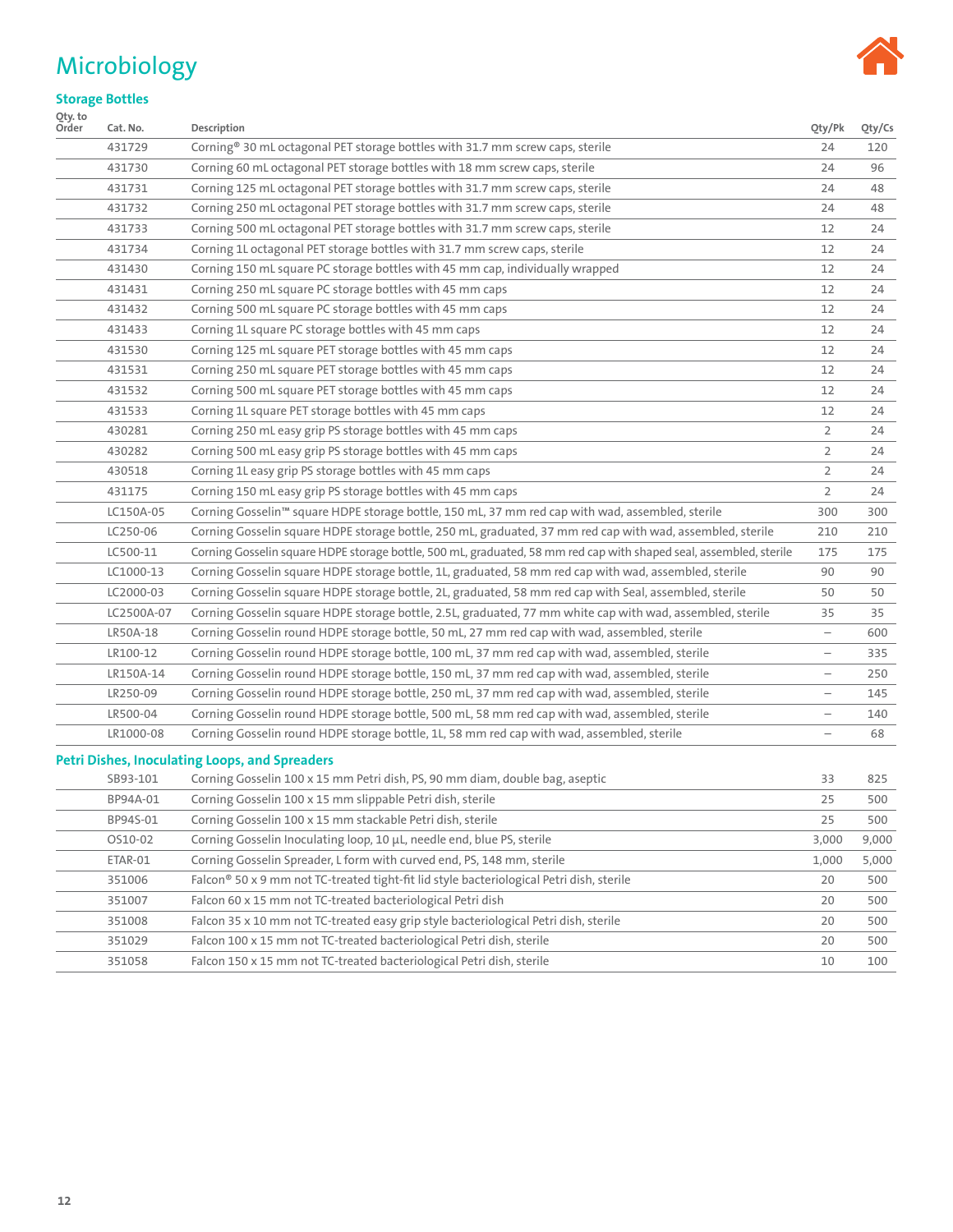# Microbiology

## Storage Bottles

| Qty. to Order | Cat. No. | Description | Qty/Pk | Qty/Cs |
|---|---|---|---|---|
| | 431729 | Corning® 30 mL octagonal PET storage bottles with 31.7 mm screw caps, sterile | 24 | 120 |
| | 431730 | Corning 60 mL octagonal PET storage bottles with 18 mm screw caps, sterile | 24 | 96 |
| | 431731 | Corning 125 mL octagonal PET storage bottles with 31.7 mm screw caps, sterile | 24 | 48 |
| | 431732 | Corning 250 mL octagonal PET storage bottles with 31.7 mm screw caps, sterile | 24 | 48 |
| | 431733 | Corning 500 mL octagonal PET storage bottles with 31.7 mm screw caps, sterile | 12 | 24 |
| | 431734 | Corning 1L octagonal PET storage bottles with 31.7 mm screw caps, sterile | 12 | 24 |
| | 431430 | Corning 150 mL square PC storage bottles with 45 mm cap, individually wrapped | 12 | 24 |
| | 431431 | Corning 250 mL square PC storage bottles with 45 mm caps | 12 | 24 |
| | 431432 | Corning 500 mL square PC storage bottles with 45 mm caps | 12 | 24 |
| | 431433 | Corning 1L square PC storage bottles with 45 mm caps | 12 | 24 |
| | 431530 | Corning 125 mL square PET storage bottles with 45 mm caps | 12 | 24 |
| | 431531 | Corning 250 mL square PET storage bottles with 45 mm caps | 12 | 24 |
| | 431532 | Corning 500 mL square PET storage bottles with 45 mm caps | 12 | 24 |
| | 431533 | Corning 1L square PET storage bottles with 45 mm caps | 12 | 24 |
| | 430281 | Corning 250 mL easy grip PS storage bottles with 45 mm caps | 2 | 24 |
| | 430282 | Corning 500 mL easy grip PS storage bottles with 45 mm caps | 2 | 24 |
| | 430518 | Corning 1L easy grip PS storage bottles with 45 mm caps | 2 | 24 |
| | 431175 | Corning 150 mL easy grip PS storage bottles with 45 mm caps | 2 | 24 |
| | LC150A-05 | Corning Gosselin™ square HDPE storage bottle, 150 mL, 37 mm red cap with wad, assembled, sterile | 300 | 300 |
| | LC250-06 | Corning Gosselin square HDPE storage bottle, 250 mL, graduated, 37 mm red cap with wad, assembled, sterile | 210 | 210 |
| | LC500-11 | Corning Gosselin square HDPE storage bottle, 500 mL, graduated, 58 mm red cap with shaped seal, assembled, sterile | 175 | 175 |
| | LC1000-13 | Corning Gosselin square HDPE storage bottle, 1L, graduated, 58 mm red cap with wad, assembled, sterile | 90 | 90 |
| | LC2000-03 | Corning Gosselin square HDPE storage bottle, 2L, graduated, 58 mm red cap with Seal, assembled, sterile | 50 | 50 |
| | LC2500A-07 | Corning Gosselin square HDPE storage bottle, 2.5L, graduated, 77 mm white cap with wad, assembled, sterile | 35 | 35 |
| | LR50A-18 | Corning Gosselin round HDPE storage bottle, 50 mL, 27 mm red cap with wad, assembled, sterile | – | 600 |
| | LR100-12 | Corning Gosselin round HDPE storage bottle, 100 mL, 37 mm red cap with wad, assembled, sterile | – | 335 |
| | LR150A-14 | Corning Gosselin round HDPE storage bottle, 150 mL, 37 mm red cap with wad, assembled, sterile | – | 250 |
| | LR250-09 | Corning Gosselin round HDPE storage bottle, 250 mL, 37 mm red cap with wad, assembled, sterile | – | 145 |
| | LR500-04 | Corning Gosselin round HDPE storage bottle, 500 mL, 58 mm red cap with wad, assembled, sterile | – | 140 |
| | LR1000-08 | Corning Gosselin round HDPE storage bottle, 1L, 58 mm red cap with wad, assembled, sterile | – | 68 |

## Petri Dishes, Inoculating Loops, and Spreaders

| Qty. to Order | Cat. No. | Description | Qty/Pk | Qty/Cs |
|---|---|---|---|---|
| | SB93-101 | Corning Gosselin 100 x 15 mm Petri dish, PS, 90 mm diam, double bag, aseptic | 33 | 825 |
| | BP94A-01 | Corning Gosselin 100 x 15 mm slippable Petri dish, sterile | 25 | 500 |
| | BP94S-01 | Corning Gosselin 100 x 15 mm stackable Petri dish, sterile | 25 | 500 |
| | OS10-02 | Corning Gosselin Inoculating loop, 10 µL, needle end, blue PS, sterile | 3,000 | 9,000 |
| | ETAR-01 | Corning Gosselin Spreader, L form with curved end, PS, 148 mm, sterile | 1,000 | 5,000 |
| | 351006 | Falcon® 50 x 9 mm not TC-treated tight-fit lid style bacteriological Petri dish, sterile | 20 | 500 |
| | 351007 | Falcon 60 x 15 mm not TC-treated bacteriological Petri dish | 20 | 500 |
| | 351008 | Falcon 35 x 10 mm not TC-treated easy grip style bacteriological Petri dish, sterile | 20 | 500 |
| | 351029 | Falcon 100 x 15 mm not TC-treated bacteriological Petri dish, sterile | 20 | 500 |
| | 351058 | Falcon 150 x 15 mm not TC-treated bacteriological Petri dish, sterile | 10 | 100 |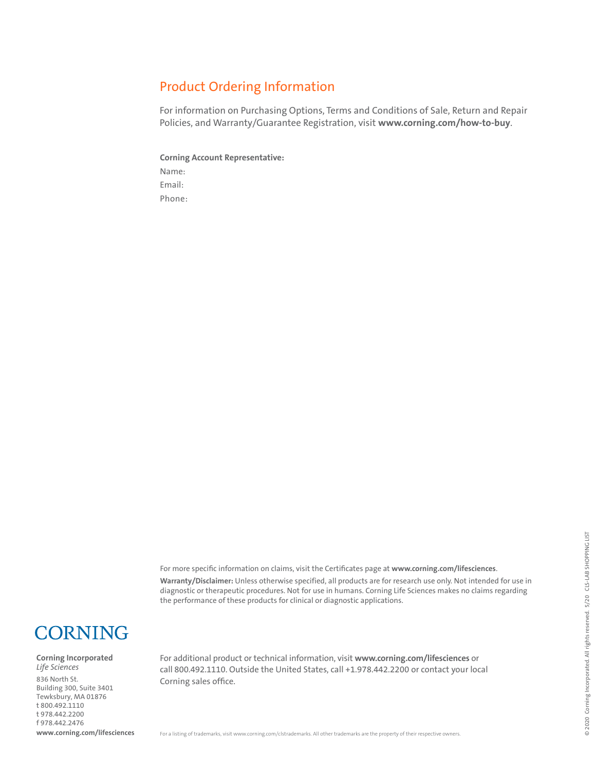## Product Ordering Information

For information on Purchasing Options, Terms and Conditions of Sale, Return and Repair Policies, and Warranty/Guarantee Registration, visit **www.corning.com/how-to-buy**.

**Corning Account Representative:**

Name:

Email:

Phone:

For more specific information on claims, visit the Certificates page at **www.corning.com/lifesciences**.

**Warranty/Disclaimer:** Unless otherwise specified, all products are for research use only. Not intended for use in diagnostic or therapeutic procedures. Not for use in humans. Corning Life Sciences makes no claims regarding the performance of these products for clinical or diagnostic applications.

CORNING

**Corning Incorporated**
*Life Sciences*
836 North St.
Building 300, Suite 3401
Tewksbury, MA 01876
t 800.492.1110
t 978.442.2200
f 978.442.2476
**www.corning.com/lifesciences**

For additional product or technical information, visit **www.corning.com/lifesciences** or call 800.492.1110. Outside the United States, call +1.978.442.2200 or contact your local Corning sales office.

For a listing of trademarks, visit www.corning.com/clstrademarks. All other trademarks are the property of their respective owners.

© 2020 Corning Incorporated. All rights reserved. 5/20 CLS-LAB SHOPPING LIST